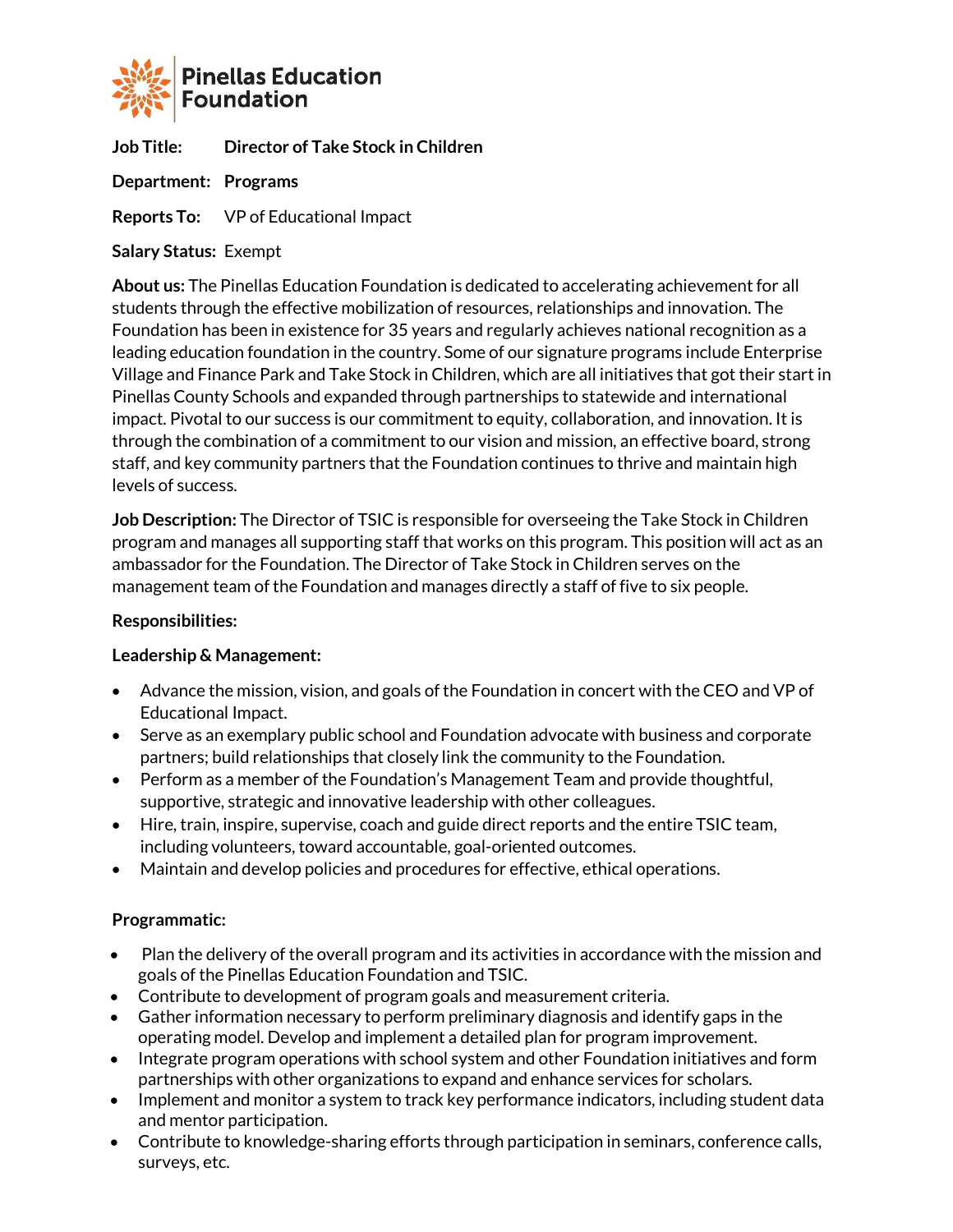**Pinellas Education Foundation**

**Job Title:** **Director of Take Stock in Children**

**Department:** **Programs**

**Reports To:** VP of Educational Impact

**Salary Status:** Exempt

**About us:** The Pinellas Education Foundation is dedicated to accelerating achievement for all students through the effective mobilization of resources, relationships and innovation. The Foundation has been in existence for 35 years and regularly achieves national recognition as a leading education foundation in the country. Some of our signature programs include Enterprise Village and Finance Park and Take Stock in Children, which are all initiatives that got their start in Pinellas County Schools and expanded through partnerships to statewide and international impact. Pivotal to our success is our commitment to equity, collaboration, and innovation. It is through the combination of a commitment to our vision and mission, an effective board, strong staff, and key community partners that the Foundation continues to thrive and maintain high levels of success.

**Job Description:** The Director of TSIC is responsible for overseeing the Take Stock in Children program and manages all supporting staff that works on this program. This position will act as an ambassador for the Foundation. The Director of Take Stock in Children serves on the management team of the Foundation and manages directly a staff of five to six people.

**Responsibilities:**

**Leadership & Management:**

- Advance the mission, vision, and goals of the Foundation in concert with the CEO and VP of Educational Impact.
- Serve as an exemplary public school and Foundation advocate with business and corporate partners; build relationships that closely link the community to the Foundation.
- Perform as a member of the Foundation's Management Team and provide thoughtful, supportive, strategic and innovative leadership with other colleagues.
- Hire, train, inspire, supervise, coach and guide direct reports and the entire TSIC team, including volunteers, toward accountable, goal-oriented outcomes.
- Maintain and develop policies and procedures for effective, ethical operations.

**Programmatic:**

- Plan the delivery of the overall program and its activities in accordance with the mission and goals of the Pinellas Education Foundation and TSIC.
- Contribute to development of program goals and measurement criteria.
- Gather information necessary to perform preliminary diagnosis and identify gaps in the operating model. Develop and implement a detailed plan for program improvement.
- Integrate program operations with school system and other Foundation initiatives and form partnerships with other organizations to expand and enhance services for scholars.
- Implement and monitor a system to track key performance indicators, including student data and mentor participation.
- Contribute to knowledge-sharing efforts through participation in seminars, conference calls, surveys, etc.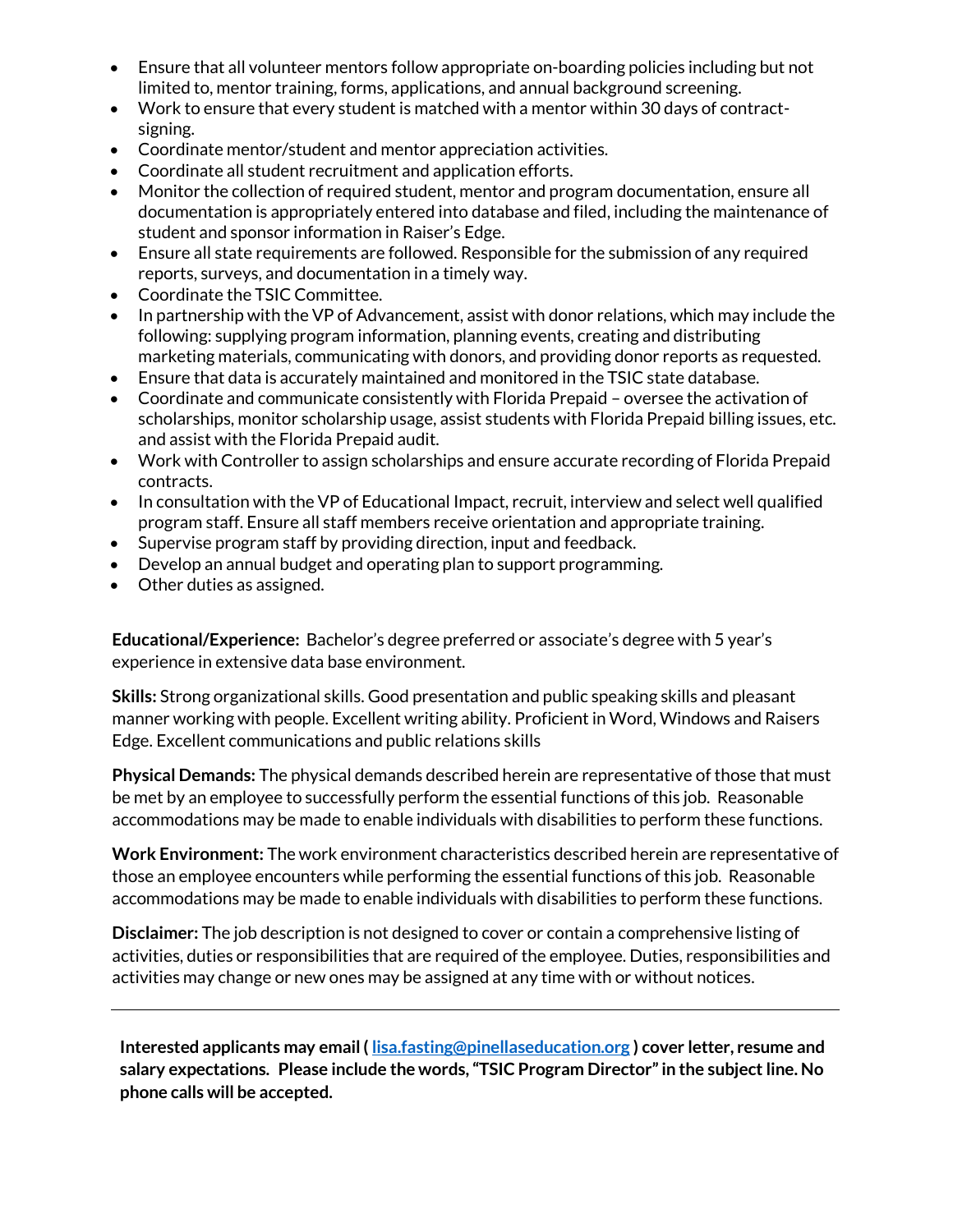- Ensure that all volunteer mentors follow appropriate on-boarding policies including but not limited to, mentor training, forms, applications, and annual background screening.
- Work to ensure that every student is matched with a mentor within 30 days of contract-signing.
- Coordinate mentor/student and mentor appreciation activities.
- Coordinate all student recruitment and application efforts.
- Monitor the collection of required student, mentor and program documentation, ensure all documentation is appropriately entered into database and filed, including the maintenance of student and sponsor information in Raiser's Edge.
- Ensure all state requirements are followed. Responsible for the submission of any required reports, surveys, and documentation in a timely way.
- Coordinate the TSIC Committee.
- In partnership with the VP of Advancement, assist with donor relations, which may include the following: supplying program information, planning events, creating and distributing marketing materials, communicating with donors, and providing donor reports as requested.
- Ensure that data is accurately maintained and monitored in the TSIC state database.
- Coordinate and communicate consistently with Florida Prepaid – oversee the activation of scholarships, monitor scholarship usage, assist students with Florida Prepaid billing issues, etc. and assist with the Florida Prepaid audit.
- Work with Controller to assign scholarships and ensure accurate recording of Florida Prepaid contracts.
- In consultation with the VP of Educational Impact, recruit, interview and select well qualified program staff. Ensure all staff members receive orientation and appropriate training.
- Supervise program staff by providing direction, input and feedback.
- Develop an annual budget and operating plan to support programming.
- Other duties as assigned.

**Educational/Experience:** Bachelor's degree preferred or associate's degree with 5 year's experience in extensive data base environment.

**Skills:** Strong organizational skills. Good presentation and public speaking skills and pleasant manner working with people. Excellent writing ability. Proficient in Word, Windows and Raisers Edge. Excellent communications and public relations skills

**Physical Demands:** The physical demands described herein are representative of those that must be met by an employee to successfully perform the essential functions of this job. Reasonable accommodations may be made to enable individuals with disabilities to perform these functions.

**Work Environment:** The work environment characteristics described herein are representative of those an employee encounters while performing the essential functions of this job. Reasonable accommodations may be made to enable individuals with disabilities to perform these functions.

**Disclaimer:** The job description is not designed to cover or contain a comprehensive listing of activities, duties or responsibilities that are required of the employee. Duties, responsibilities and activities may change or new ones may be assigned at any time with or without notices.

---

**Interested applicants may email ( [lisa.fasting@pinellaseducation.org](mailto:lisa.fasting@pinellaseducation.org) ) cover letter, resume and salary expectations. Please include the words, "TSIC Program Director" in the subject line. No phone calls will be accepted.**